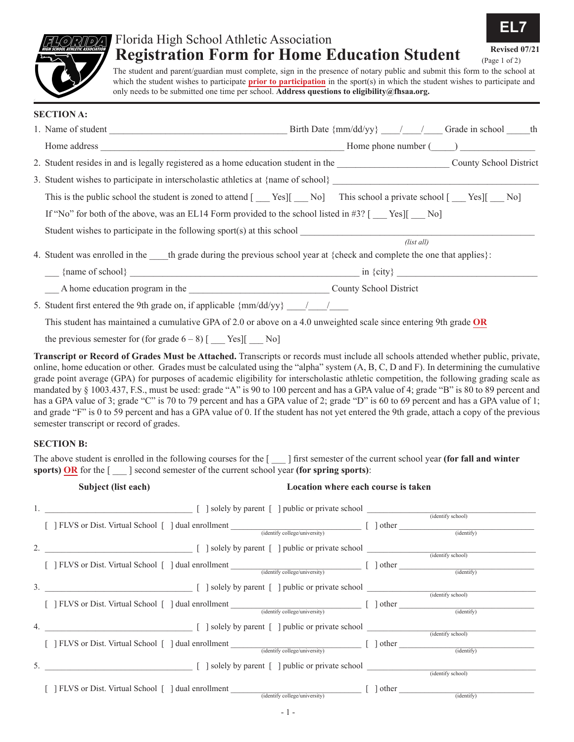EL7

Revised 07/21

# Florida High School Athletic Association
## Registration Form for Home Education Student

The student and parent/guardian must complete, sign in the presence of notary public and submit this form to the school at which the student wishes to participate **prior to participation** in the sport(s) in which the student wishes to participate and only needs to be submitted one time per school. **Address questions to eligibility@fhsaa.org.**

### SECTION A:

1. Name of student ______________________________ Birth Date {mm/dd/yy} ____/____/____ Grade in school _____th

   Home address ______________________________ Home phone number (_____) ______________

2. Student resides in and is legally registered as a home education student in the ______________________ County School District

3. Student wishes to participate in interscholastic athletics at {name of school} ______________________________

   This is the public school the student is zoned to attend [ ___ Yes][ ___ No]   This school a private school [ ___ Yes][ ___ No]

   If "No" for both of the above, was an EL14 Form provided to the school listed in #3? [ ___ Yes][ ___ No]

   Student wishes to participate in the following sport(s) at this school ______________________________
   *(list all)*

4. Student was enrolled in the ____th grade during the previous school year at {check and complete the one that applies}:

   ___ {name of school} ______________________________ in {city} ______________________________

   ___ A home education program in the ______________________________ County School District

5. Student first entered the 9th grade on, if applicable {mm/dd/yy} ____/____/____

   This student has maintained a cumulative GPA of 2.0 or above on a 4.0 unweighted scale since entering 9th grade **OR** the previous semester for (for grade 6 – 8) [ ___ Yes][ ___ No]

**Transcript or Record of Grades Must be Attached.** Transcripts or records must include all schools attended whether public, private, online, home education or other. Grades must be calculated using the "alpha" system (A, B, C, D and F). In determining the cumulative grade point average (GPA) for purposes of academic eligibility for interscholastic athletic competition, the following grading scale as mandated by § 1003.437, F.S., must be used: grade "A" is 90 to 100 percent and has a GPA value of 4; grade "B" is 80 to 89 percent and has a GPA value of 3; grade "C" is 70 to 79 percent and has a GPA value of 2; grade "D" is 60 to 69 percent and has a GPA value of 1; and grade "F" is 0 to 59 percent and has a GPA value of 0. If the student has not yet entered the 9th grade, attach a copy of the previous semester transcript or record of grades.

### SECTION B:

The above student is enrolled in the following courses for the [ ___ ] first semester of the current school year **(for fall and winter sports) OR** for the [ ___ ] second semester of the current school year **(for spring sports)**:

**Subject (list each)** | **Location where each course is taken**

1. ______________________________ [ ] solely by parent [ ] public or private school ______________________________ *(identify school)*
   [ ] FLVS or Dist. Virtual School [ ] dual enrollment ______________________________ *(identify college/university)* [ ] other ______________________________ *(identify)*

2. ______________________________ [ ] solely by parent [ ] public or private school ______________________________ *(identify school)*
   [ ] FLVS or Dist. Virtual School [ ] dual enrollment ______________________________ *(identify college/university)* [ ] other ______________________________ *(identify)*

3. ______________________________ [ ] solely by parent [ ] public or private school ______________________________ *(identify school)*
   [ ] FLVS or Dist. Virtual School [ ] dual enrollment ______________________________ *(identify college/university)* [ ] other ______________________________ *(identify)*

4. ______________________________ [ ] solely by parent [ ] public or private school ______________________________ *(identify school)*
   [ ] FLVS or Dist. Virtual School [ ] dual enrollment ______________________________ *(identify college/university)* [ ] other ______________________________ *(identify)*

5. ______________________________ [ ] solely by parent [ ] public or private school ______________________________ *(identify school)*
   [ ] FLVS or Dist. Virtual School [ ] dual enrollment ______________________________ *(identify college/university)* [ ] other ______________________________ *(identify)*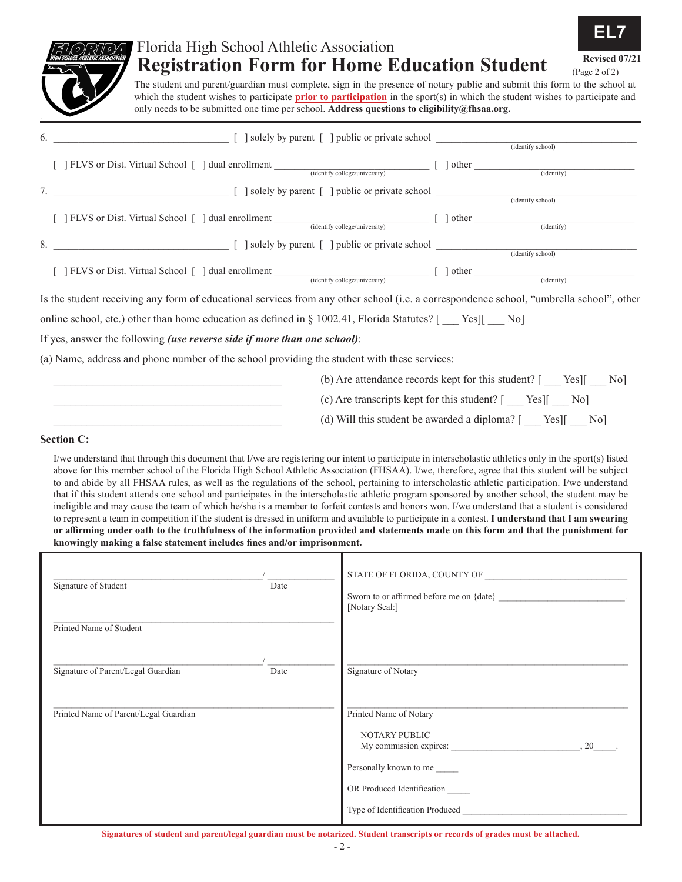EL7

Revised 07/21

(Page 2 of 2)

Florida High School Athletic Association

# Registration Form for Home Education Student

The student and parent/guardian must complete, sign in the presence of notary public and submit this form to the school at which the student wishes to participate **prior to participation** in the sport(s) in which the student wishes to participate and only needs to be submitted one time per school. **Address questions to eligibility@fhsaa.org.**

6. ________________________________ [ ] solely by parent [ ] public or private school ________________________________ (identify school)

   [ ] FLVS or Dist. Virtual School [ ] dual enrollment ________________________ (identify college/university) [ ] other ________________________ (identify)

7. ________________________________ [ ] solely by parent [ ] public or private school ________________________________ (identify school)

   [ ] FLVS or Dist. Virtual School [ ] dual enrollment ________________________ (identify college/university) [ ] other ________________________ (identify)

8. ________________________________ [ ] solely by parent [ ] public or private school ________________________________ (identify school)

   [ ] FLVS or Dist. Virtual School [ ] dual enrollment ________________________ (identify college/university) [ ] other ________________________ (identify)

Is the student receiving any form of educational services from any other school (i.e. a correspondence school, "umbrella school", other online school, etc.) other than home education as defined in § 1002.41, Florida Statutes? [ ___ Yes][ ___ No]

If yes, answer the following ***(use reverse side if more than one school)***:

(a) Name, address and phone number of the school providing the student with these services:

________________________________________

________________________________________

________________________________________

(b) Are attendance records kept for this student? [ ___ Yes][ ___ No]

(c) Are transcripts kept for this student? [ ___ Yes][ ___ No]

(d) Will this student be awarded a diploma? [ ___ Yes][ ___ No]

**Section C:**

I/we understand that through this document that I/we are registering our intent to participate in interscholastic athletics only in the sport(s) listed above for this member school of the Florida High School Athletic Association (FHSAA). I/we, therefore, agree that this student will be subject to and abide by all FHSAA rules, as well as the regulations of the school, pertaining to interscholastic athletic participation. I/we understand that if this student attends one school and participates in the interscholastic athletic program sponsored by another school, the student may be ineligible and may cause the team of which he/she is a member to forfeit contests and honors won. I/we understand that a student is considered to represent a team in competition if the student is dressed in uniform and available to participate in a contest. **I understand that I am swearing or affirming under oath to the truthfulness of the information provided and statements made on this form and that the punishment for knowingly making a false statement includes fines and/or imprisonment.**

________________________________ / ____________
Signature of Student    Date

________________________________
Printed Name of Student

________________________________ / ____________
Signature of Parent/Legal Guardian    Date

________________________________
Printed Name of Parent/Legal Guardian

STATE OF FLORIDA, COUNTY OF ________________________

Sworn to or affirmed before me on {date} ________________________.
[Notary Seal:]

________________________________
Signature of Notary

________________________________
Printed Name of Notary

NOTARY PUBLIC
My commission expires: ________________________, 20_____.

Personally known to me _____

OR Produced Identification _____

Type of Identification Produced ________________________

**Signatures of student and parent/legal guardian must be notarized. Student transcripts or records of grades must be attached.**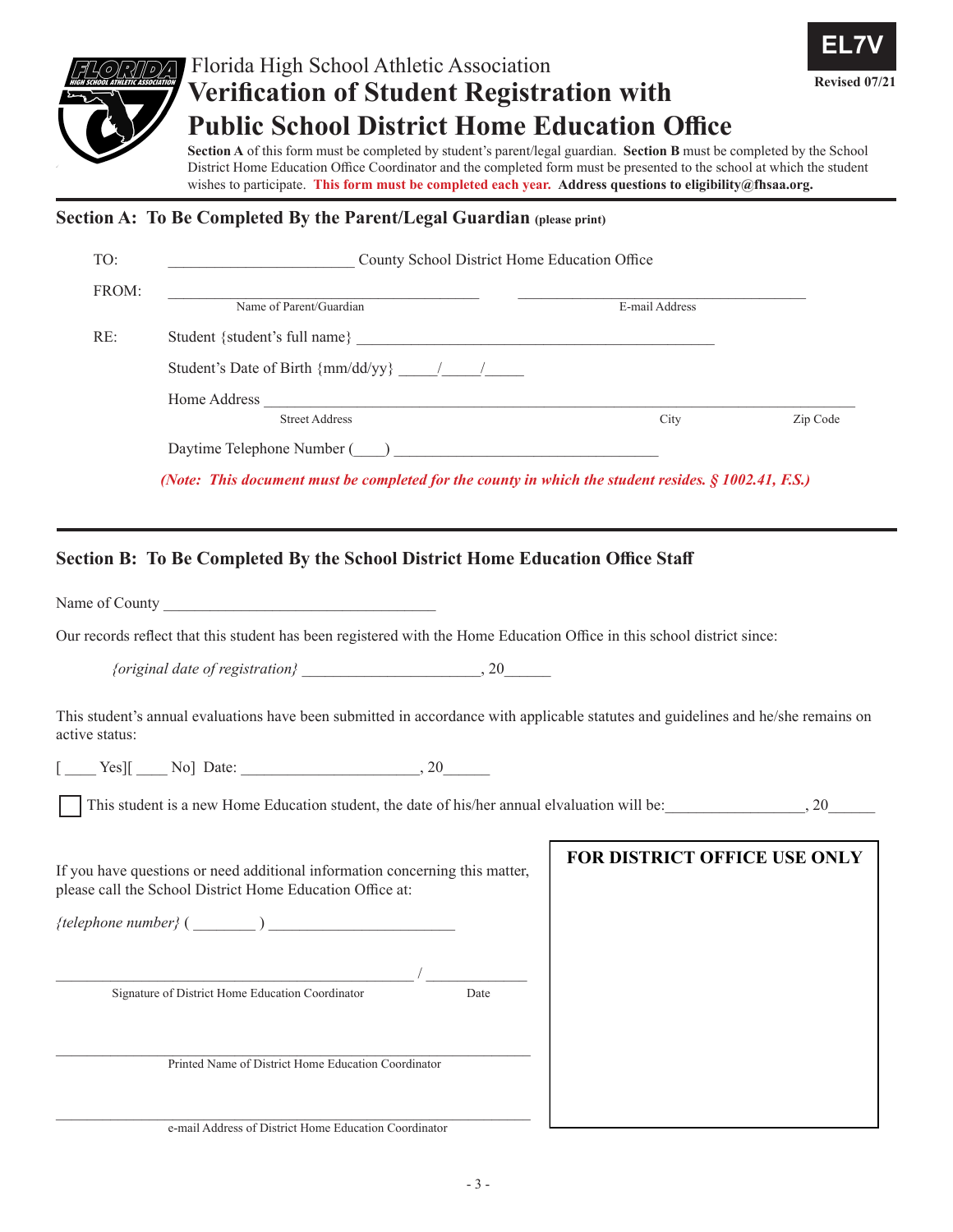EL7V

Revised 07/21

Florida High School Athletic Association

# Verification of Student Registration with Public School District Home Education Office

**Section A** of this form must be completed by student's parent/legal guardian. **Section B** must be completed by the School District Home Education Office Coordinator and the completed form must be presented to the school at which the student wishes to participate. **This form must be completed each year.** **Address questions to eligibility@fhsaa.org.**

## Section A: To Be Completed By the Parent/Legal Guardian (please print)

TO: ________________________ County School District Home Education Office

FROM: ________________________________________ ________________________________________

Name of Parent/Guardian — E-mail Address

RE: Student {student's full name} ______________________________________________

Student's Date of Birth {mm/dd/yy} _____/_____/_____

Home Address ______________________________________________________________________________

Street Address — City — Zip Code

Daytime Telephone Number (____) __________________________________

*(Note: This document must be completed for the county in which the student resides. § 1002.41, F.S.)*

## Section B: To Be Completed By the School District Home Education Office Staff

Name of County ___________________________________

Our records reflect that this student has been registered with the Home Education Office in this school district since:

*{original date of registration}* ______________________, 20______

This student's annual evaluations have been submitted in accordance with applicable statutes and guidelines and he/she remains on active status:

[ ____ Yes][ ____ No] Date: ______________________, 20______

☐ This student is a new Home Education student, the date of his/her annual elvaluation will be:_________________, 20______

If you have questions or need additional information concerning this matter, please call the School District Home Education Office at:

*{telephone number}* ( ________ ) ________________________

_____________________________________________ / ______________

Signature of District Home Education Coordinator — Date

_____________________________________________

Printed Name of District Home Education Coordinator

_____________________________________________

e-mail Address of District Home Education Coordinator

**FOR DISTRICT OFFICE USE ONLY**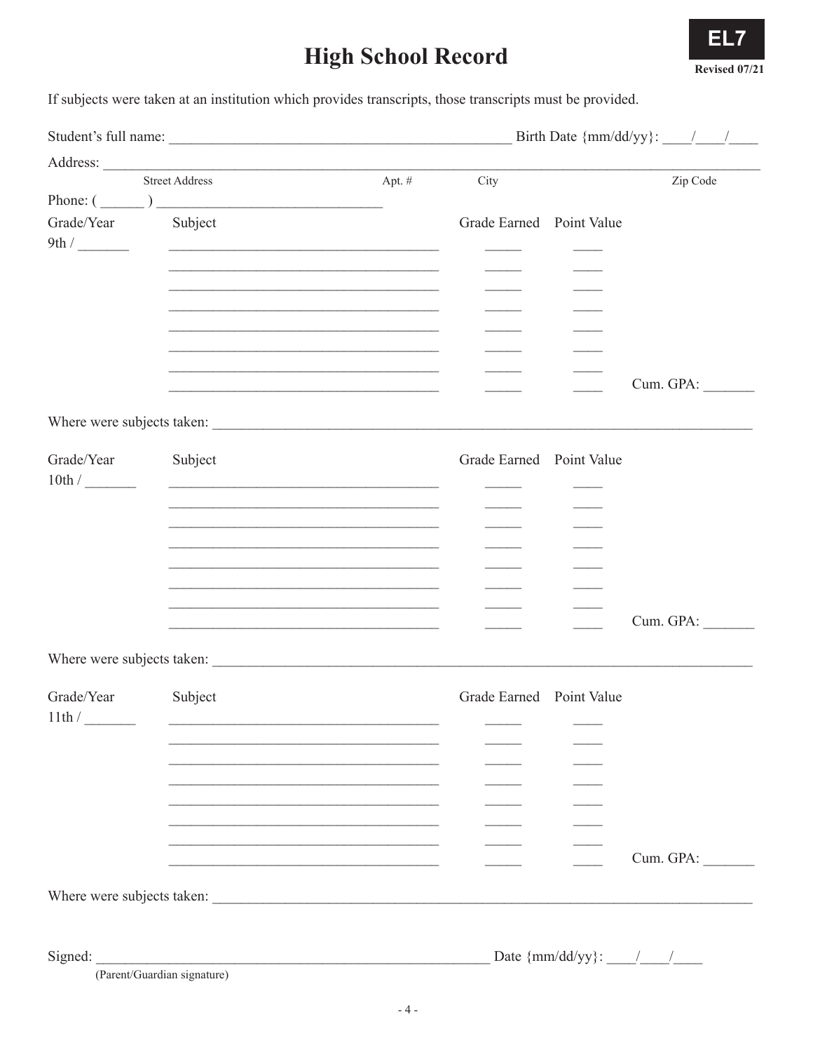# High School Record

**EL7**

**Revised 07/21**

If subjects were taken at an institution which provides transcripts, those transcripts must be provided.

Student's full name: ______________________________________________ Birth Date {mm/dd/yy}: ____/____/____

Address: ____________________________________________________________________________________
Street Address Apt. # City Zip Code

Phone: ( ______ ) ______________________________

| Grade/Year | Subject | Grade Earned | Point Value | |
|---|---|---|---|---|
| 9th / _______ | ____________________________________ | _____ | ____ | |
| | ____________________________________ | _____ | ____ | |
| | ____________________________________ | _____ | ____ | |
| | ____________________________________ | _____ | ____ | |
| | ____________________________________ | _____ | ____ | |
| | ____________________________________ | _____ | ____ | |
| | ____________________________________ | _____ | ____ | |
| | ____________________________________ | _____ | ____ | Cum. GPA: _______ |

Where were subjects taken: __________________________________________________________________________

| Grade/Year | Subject | Grade Earned | Point Value | |
|---|---|---|---|---|
| 10th / _______ | ____________________________________ | _____ | ____ | |
| | ____________________________________ | _____ | ____ | |
| | ____________________________________ | _____ | ____ | |
| | ____________________________________ | _____ | ____ | |
| | ____________________________________ | _____ | ____ | |
| | ____________________________________ | _____ | ____ | |
| | ____________________________________ | _____ | ____ | |
| | ____________________________________ | _____ | ____ | Cum. GPA: _______ |

Where were subjects taken: __________________________________________________________________________

| Grade/Year | Subject | Grade Earned | Point Value | |
|---|---|---|---|---|
| 11th / _______ | ____________________________________ | _____ | ____ | |
| | ____________________________________ | _____ | ____ | |
| | ____________________________________ | _____ | ____ | |
| | ____________________________________ | _____ | ____ | |
| | ____________________________________ | _____ | ____ | |
| | ____________________________________ | _____ | ____ | |
| | ____________________________________ | _____ | ____ | |
| | ____________________________________ | _____ | ____ | Cum. GPA: _______ |

Where were subjects taken: __________________________________________________________________________

Signed: ____________________________________________________ Date {mm/dd/yy}: ____/____/____
(Parent/Guardian signature)